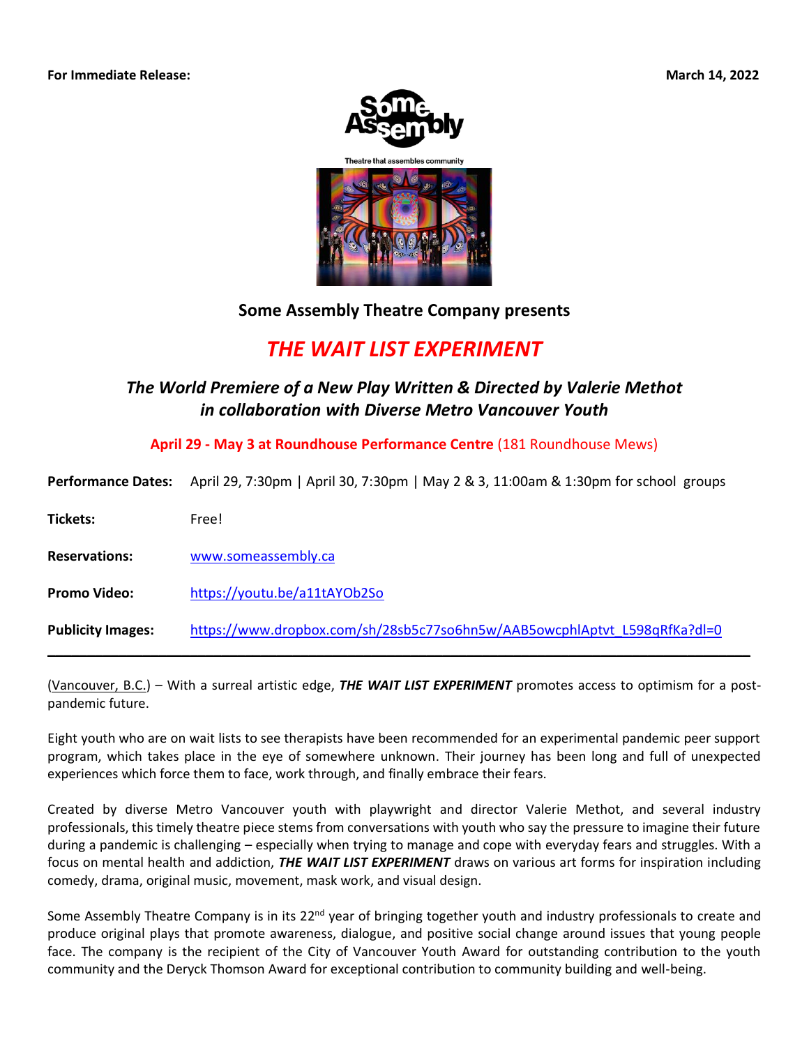**For Immediate Release:** **March 14, 2022**

Theatre that assembles community

## Some Assembly Theatre Company presents

# *THE WAIT LIST EXPERIMENT*

### *The World Premiere of a New Play Written & Directed by Valerie Methot in collaboration with Diverse Metro Vancouver Youth*

**April 29 - May 3 at Roundhouse Performance Centre** (181 Roundhouse Mews)

**Performance Dates:** April 29, 7:30pm | April 30, 7:30pm | May 2 & 3, 11:00am & 1:30pm for school groups

**Tickets:** Free!

**Reservations:** www.someassembly.ca

**Promo Video:** https://youtu.be/a11tAYOb2So

**Publicity Images:** https://www.dropbox.com/sh/28sb5c77so6hn5w/AAB5owcphlAptvt_L598qRfKa?dl=0

---

(Vancouver, B.C.) – With a surreal artistic edge, ***THE WAIT LIST EXPERIMENT*** promotes access to optimism for a post-pandemic future.

Eight youth who are on wait lists to see therapists have been recommended for an experimental pandemic peer support program, which takes place in the eye of somewhere unknown. Their journey has been long and full of unexpected experiences which force them to face, work through, and finally embrace their fears.

Created by diverse Metro Vancouver youth with playwright and director Valerie Methot, and several industry professionals, this timely theatre piece stems from conversations with youth who say the pressure to imagine their future during a pandemic is challenging – especially when trying to manage and cope with everyday fears and struggles. With a focus on mental health and addiction, ***THE WAIT LIST EXPERIMENT*** draws on various art forms for inspiration including comedy, drama, original music, movement, mask work, and visual design.

Some Assembly Theatre Company is in its 22nd year of bringing together youth and industry professionals to create and produce original plays that promote awareness, dialogue, and positive social change around issues that young people face. The company is the recipient of the City of Vancouver Youth Award for outstanding contribution to the youth community and the Deryck Thomson Award for exceptional contribution to community building and well-being.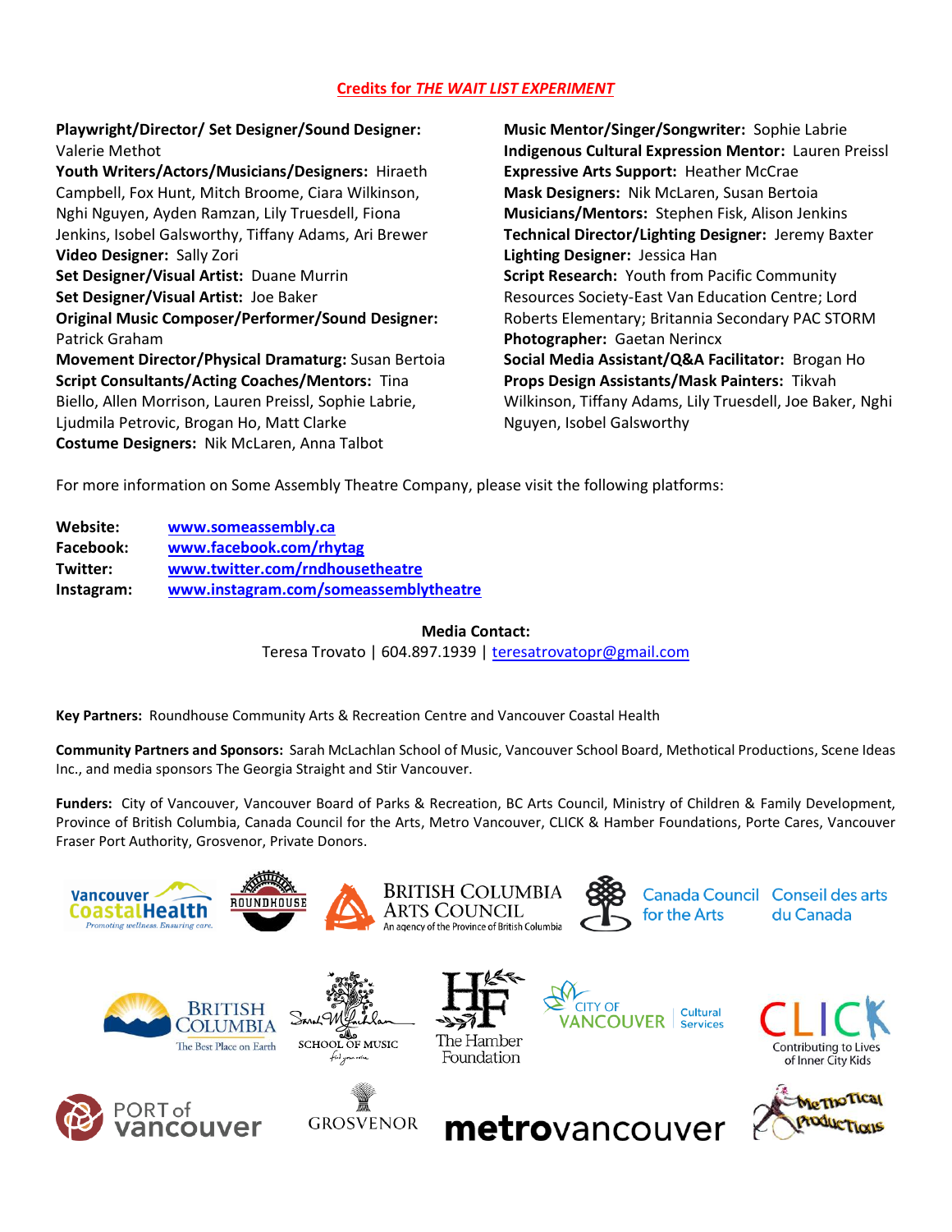## Credits for *THE WAIT LIST EXPERIMENT*

**Playwright/Director/ Set Designer/Sound Designer:** Valerie Methot
**Youth Writers/Actors/Musicians/Designers:** Hiraeth Campbell, Fox Hunt, Mitch Broome, Ciara Wilkinson, Nghi Nguyen, Ayden Ramzan, Lily Truesdell, Fiona Jenkins, Isobel Galsworthy, Tiffany Adams, Ari Brewer
**Video Designer:** Sally Zori
**Set Designer/Visual Artist:** Duane Murrin
**Set Designer/Visual Artist:** Joe Baker
**Original Music Composer/Performer/Sound Designer:** Patrick Graham
**Movement Director/Physical Dramaturg:** Susan Bertoia
**Script Consultants/Acting Coaches/Mentors:** Tina Biello, Allen Morrison, Lauren Preissl, Sophie Labrie, Ljudmila Petrovic, Brogan Ho, Matt Clarke
**Costume Designers:** Nik McLaren, Anna Talbot
**Music Mentor/Singer/Songwriter:** Sophie Labrie
**Indigenous Cultural Expression Mentor:** Lauren Preissl
**Expressive Arts Support:** Heather McCrae
**Mask Designers:** Nik McLaren, Susan Bertoia
**Musicians/Mentors:** Stephen Fisk, Alison Jenkins
**Technical Director/Lighting Designer:** Jeremy Baxter
**Lighting Designer:** Jessica Han
**Script Research:** Youth from Pacific Community Resources Society-East Van Education Centre; Lord Roberts Elementary; Britannia Secondary PAC STORM
**Photographer:** Gaetan Nerincx
**Social Media Assistant/Q&A Facilitator:** Brogan Ho
**Props Design Assistants/Mask Painters:** Tikvah Wilkinson, Tiffany Adams, Lily Truesdell, Joe Baker, Nghi Nguyen, Isobel Galsworthy

For more information on Some Assembly Theatre Company, please visit the following platforms:

**Website:** www.someassembly.ca
**Facebook:** www.facebook.com/rhytag
**Twitter:** www.twitter.com/rndhousetheatre
**Instagram:** www.instagram.com/someassemblytheatre

**Media Contact:**
Teresa Trovato | 604.897.1939 | teresatrovatopr@gmail.com

**Key Partners:** Roundhouse Community Arts & Recreation Centre and Vancouver Coastal Health

**Community Partners and Sponsors:** Sarah McLachlan School of Music, Vancouver School Board, Methotical Productions, Scene Ideas Inc., and media sponsors The Georgia Straight and Stir Vancouver.

**Funders:** City of Vancouver, Vancouver Board of Parks & Recreation, BC Arts Council, Ministry of Children & Family Development, Province of British Columbia, Canada Council for the Arts, Metro Vancouver, CLICK & Hamber Foundations, Porte Cares, Vancouver Fraser Port Authority, Grosvenor, Private Donors.